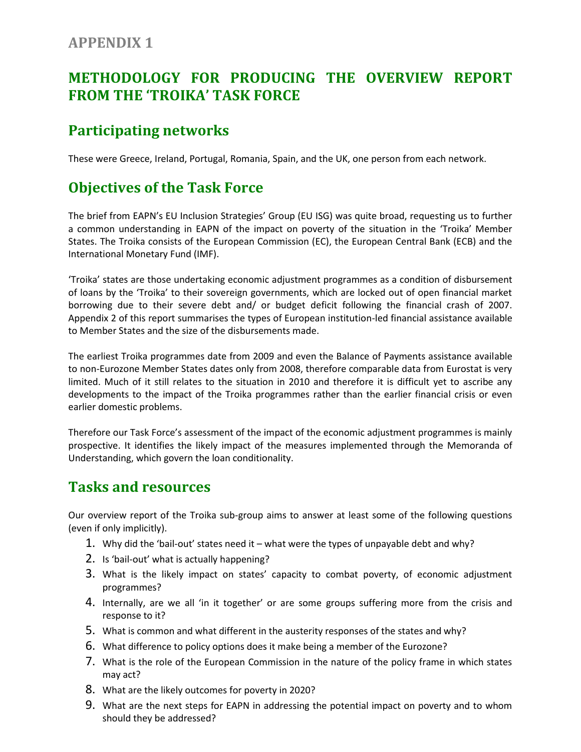# APPENDIX 1

# METHODOLOGY FOR PRODUCING THE OVERVIEW REPORT FROM THE 'TROIKA' TASK FORCE

## Participating networks

These were Greece, Ireland, Portugal, Romania, Spain, and the UK, one person from each network.

## Objectives of the Task Force

The brief from EAPN's EU Inclusion Strategies' Group (EU ISG) was quite broad, requesting us to further a common understanding in EAPN of the impact on poverty of the situation in the 'Troika' Member States. The Troika consists of the European Commission (EC), the European Central Bank (ECB) and the International Monetary Fund (IMF).

'Troika' states are those undertaking economic adjustment programmes as a condition of disbursement of loans by the 'Troika' to their sovereign governments, which are locked out of open financial market borrowing due to their severe debt and/ or budget deficit following the financial crash of 2007. Appendix 2 of this report summarises the types of European institution-led financial assistance available to Member States and the size of the disbursements made.

The earliest Troika programmes date from 2009 and even the Balance of Payments assistance available to non-Eurozone Member States dates only from 2008, therefore comparable data from Eurostat is very limited. Much of it still relates to the situation in 2010 and therefore it is difficult yet to ascribe any developments to the impact of the Troika programmes rather than the earlier financial crisis or even earlier domestic problems.

Therefore our Task Force's assessment of the impact of the economic adjustment programmes is mainly prospective. It identifies the likely impact of the measures implemented through the Memoranda of Understanding, which govern the loan conditionality.

## Tasks and resources

Our overview report of the Troika sub-group aims to answer at least some of the following questions (even if only implicitly).

1. Why did the 'bail-out' states need it – what were the types of unpayable debt and why?
2. Is 'bail-out' what is actually happening?
3. What is the likely impact on states' capacity to combat poverty, of economic adjustment programmes?
4. Internally, are we all 'in it together' or are some groups suffering more from the crisis and response to it?
5. What is common and what different in the austerity responses of the states and why?
6. What difference to policy options does it make being a member of the Eurozone?
7. What is the role of the European Commission in the nature of the policy frame in which states may act?
8. What are the likely outcomes for poverty in 2020?
9. What are the next steps for EAPN in addressing the potential impact on poverty and to whom should they be addressed?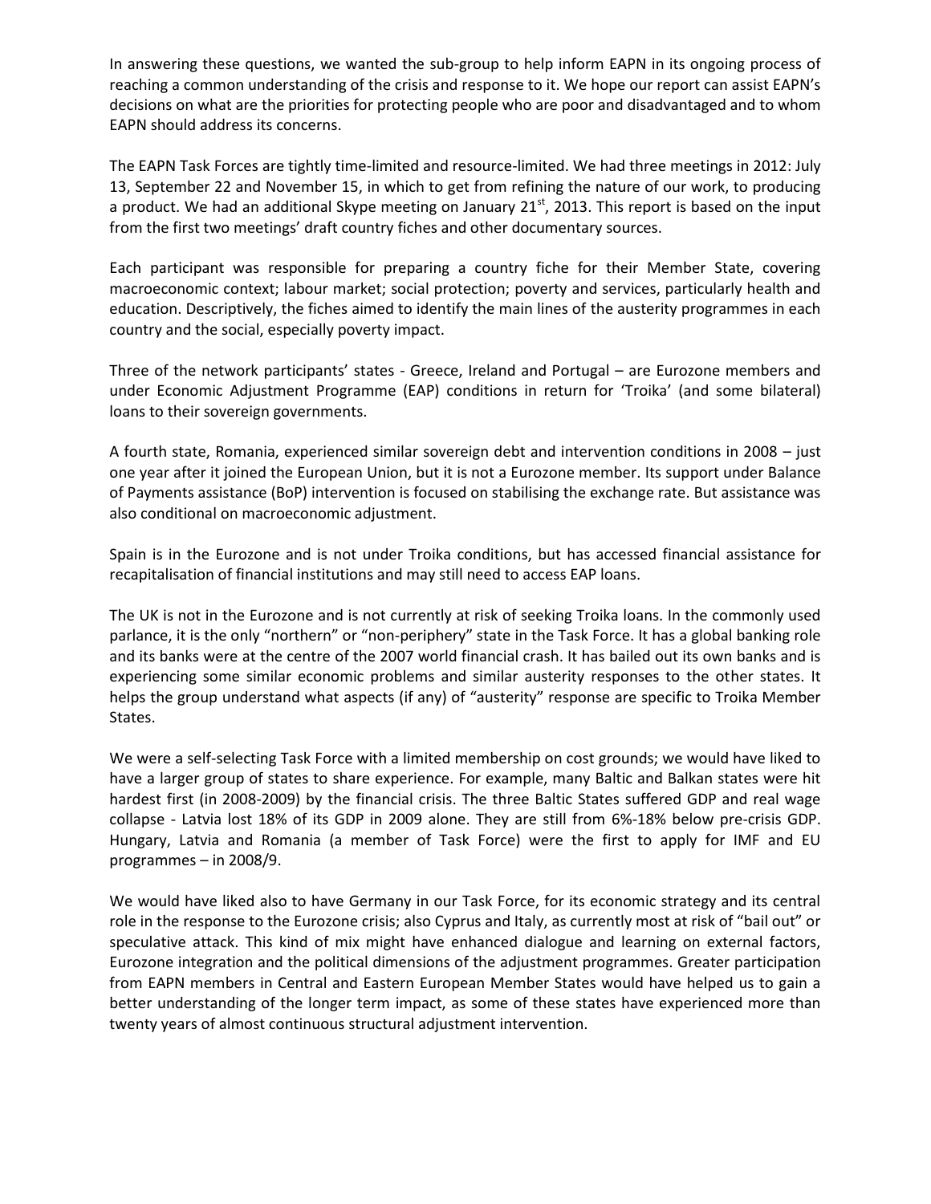In answering these questions, we wanted the sub-group to help inform EAPN in its ongoing process of reaching a common understanding of the crisis and response to it. We hope our report can assist EAPN's decisions on what are the priorities for protecting people who are poor and disadvantaged and to whom EAPN should address its concerns.

The EAPN Task Forces are tightly time-limited and resource-limited. We had three meetings in 2012: July 13, September 22 and November 15, in which to get from refining the nature of our work, to producing a product. We had an additional Skype meeting on January 21st, 2013. This report is based on the input from the first two meetings' draft country fiches and other documentary sources.

Each participant was responsible for preparing a country fiche for their Member State, covering macroeconomic context; labour market; social protection; poverty and services, particularly health and education. Descriptively, the fiches aimed to identify the main lines of the austerity programmes in each country and the social, especially poverty impact.

Three of the network participants' states - Greece, Ireland and Portugal – are Eurozone members and under Economic Adjustment Programme (EAP) conditions in return for 'Troika' (and some bilateral) loans to their sovereign governments.

A fourth state, Romania, experienced similar sovereign debt and intervention conditions in 2008 – just one year after it joined the European Union, but it is not a Eurozone member. Its support under Balance of Payments assistance (BoP) intervention is focused on stabilising the exchange rate. But assistance was also conditional on macroeconomic adjustment.

Spain is in the Eurozone and is not under Troika conditions, but has accessed financial assistance for recapitalisation of financial institutions and may still need to access EAP loans.

The UK is not in the Eurozone and is not currently at risk of seeking Troika loans. In the commonly used parlance, it is the only "northern" or "non-periphery" state in the Task Force. It has a global banking role and its banks were at the centre of the 2007 world financial crash. It has bailed out its own banks and is experiencing some similar economic problems and similar austerity responses to the other states. It helps the group understand what aspects (if any) of "austerity" response are specific to Troika Member States.

We were a self-selecting Task Force with a limited membership on cost grounds; we would have liked to have a larger group of states to share experience. For example, many Baltic and Balkan states were hit hardest first (in 2008-2009) by the financial crisis. The three Baltic States suffered GDP and real wage collapse - Latvia lost 18% of its GDP in 2009 alone. They are still from 6%-18% below pre-crisis GDP. Hungary, Latvia and Romania (a member of Task Force) were the first to apply for IMF and EU programmes – in 2008/9.

We would have liked also to have Germany in our Task Force, for its economic strategy and its central role in the response to the Eurozone crisis; also Cyprus and Italy, as currently most at risk of "bail out" or speculative attack. This kind of mix might have enhanced dialogue and learning on external factors, Eurozone integration and the political dimensions of the adjustment programmes. Greater participation from EAPN members in Central and Eastern European Member States would have helped us to gain a better understanding of the longer term impact, as some of these states have experienced more than twenty years of almost continuous structural adjustment intervention.